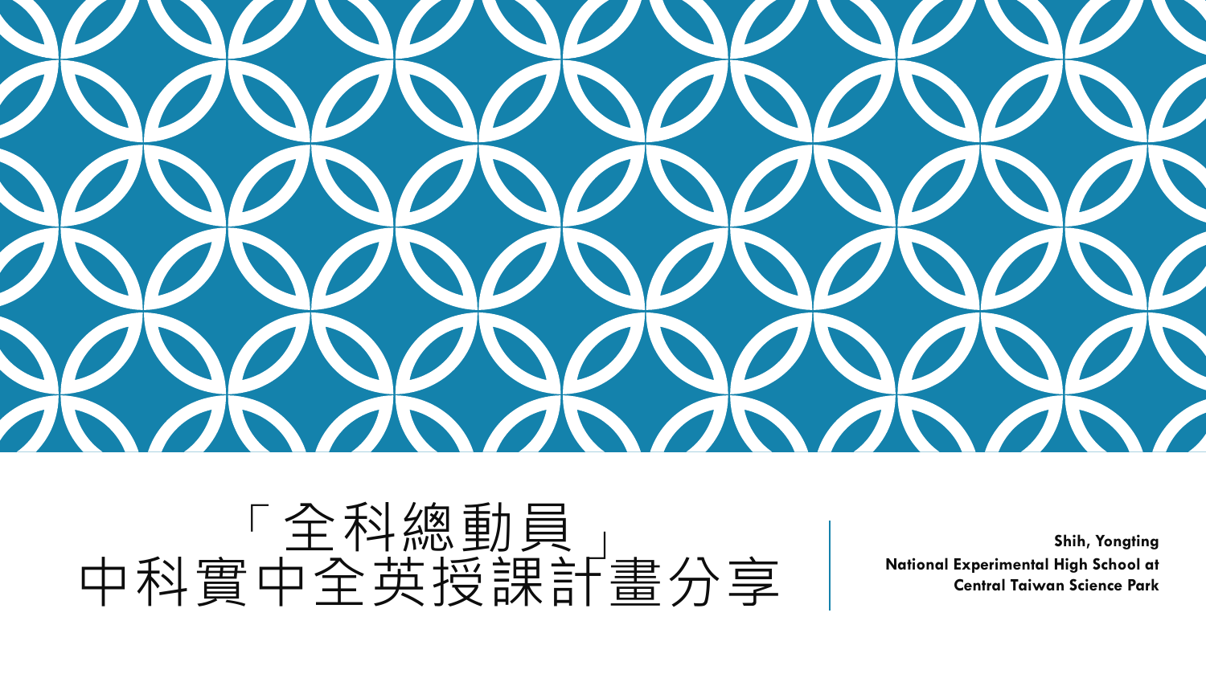# 「全科總動員」中科實中全英授課計畫分享

**Shih, Yongting**
**National Experimental High School at Central Taiwan Science Park**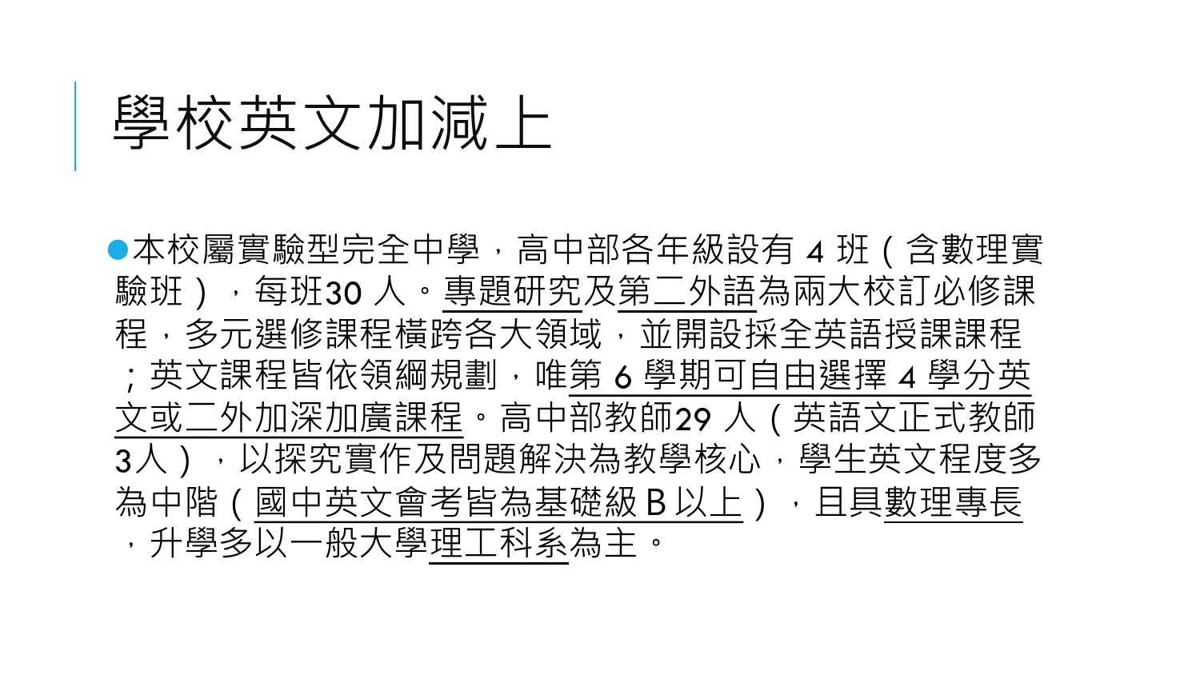# 學校英文加減上

- 本校屬實驗型完全中學，高中部各年級設有 4 班（含數理實驗班），每班30 人。專題研究及第二外語為兩大校訂必修課程，多元選修課程橫跨各大領域，並開設採全英語授課課程；英文課程皆依領綱規劃，唯第 6 學期可自由選擇 4 學分英文或二外加深加廣課程。高中部教師29 人（英語文正式教師3人），以探究實作及問題解決為教學核心，學生英文程度多為中階（國中英文會考皆為基礎級 B 以上），且具數理專長，升學多以一般大學理工科系為主。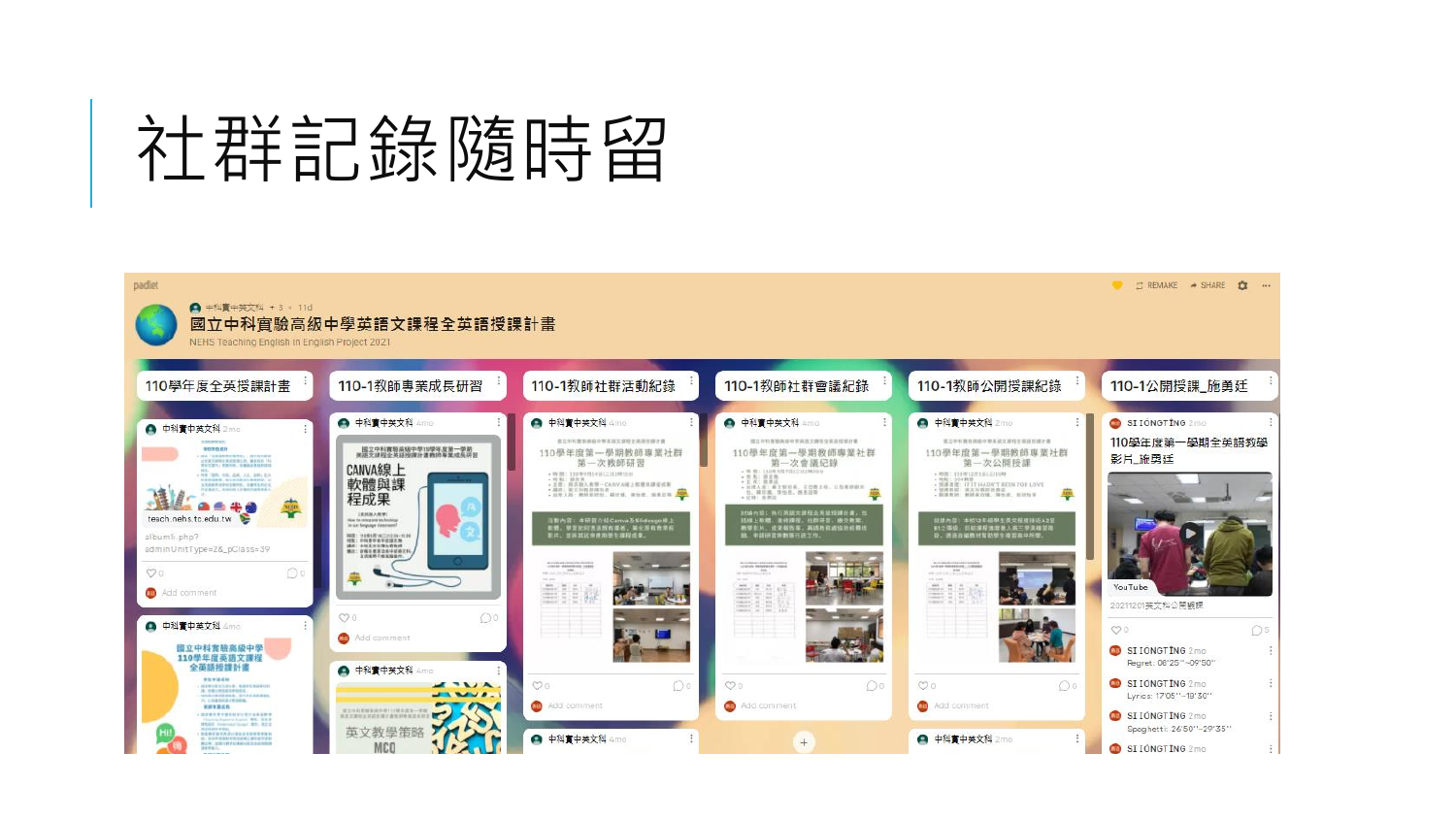# 社群記錄隨時留

padlet

中科實中英文科 + 3 • 11d

國立中科實驗高級中學英語文課程全英語授課計畫

NEHS Teaching English in English Project 2021

| 110學年度全英授課計畫 | 110-1教師專業成長研習 | 110-1教師社群活動紀錄 | 110-1教師社群會議紀錄 | 110-1教師公開授課紀錄 | 110-1公開授課_施勇廷 |
|---|---|---|---|---|---|
| 中科實中英文科 2mo | 中科實中英文科 4mo | 中科實中英文科 4mo | 中科實中英文科 4mo | 中科實中英文科 2mo | SI IONGTING 2mo |
| teach.nehs.tc.edu.tw | CANVA線上軟體與課程成果 | 110學年度第一學期教師專業社群第一次教師研習 | 110學年度第一學期教師專業社群第一次會議紀錄 | 110學年度第一學期教師專業社群第一次公開授課 | 110學年度第一學期全英語教學影片_施勇廷 |
| 中科實中英文科 4mo | 中科實中英文科 4mo | 中科實中英文科 4mo | | 中科實中英文科 2mo | 20211201英文科公開觀課 |
| 國立中科實驗高級中學110學年度英語文課程全英語授課計畫 | 英文教學策略 MCQ | | | | SI IONGTING 2mo Regret: 06'25"~09'50" |
| | | | | | SI IONGTING 2mo Lyrics: 17'05"~19'30" |
| | | | | | SI IONGTING 2mo Spaghetti: 26'50"~29'35" |
| | | | | | SI IONGTING 2mo |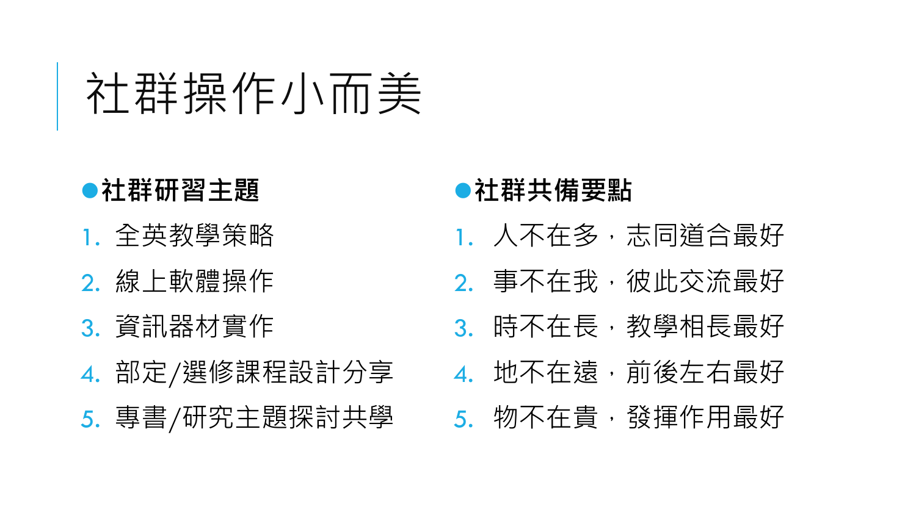# 社群操作小而美

- **社群研習主題**
  1. 全英教學策略
  2. 線上軟體操作
  3. 資訊器材實作
  4. 部定/選修課程設計分享
  5. 專書/研究主題探討共學

- **社群共備要點**
  1. 人不在多，志同道合最好
  2. 事不在我，彼此交流最好
  3. 時不在長，教學相長最好
  4. 地不在遠，前後左右最好
  5. 物不在貴，發揮作用最好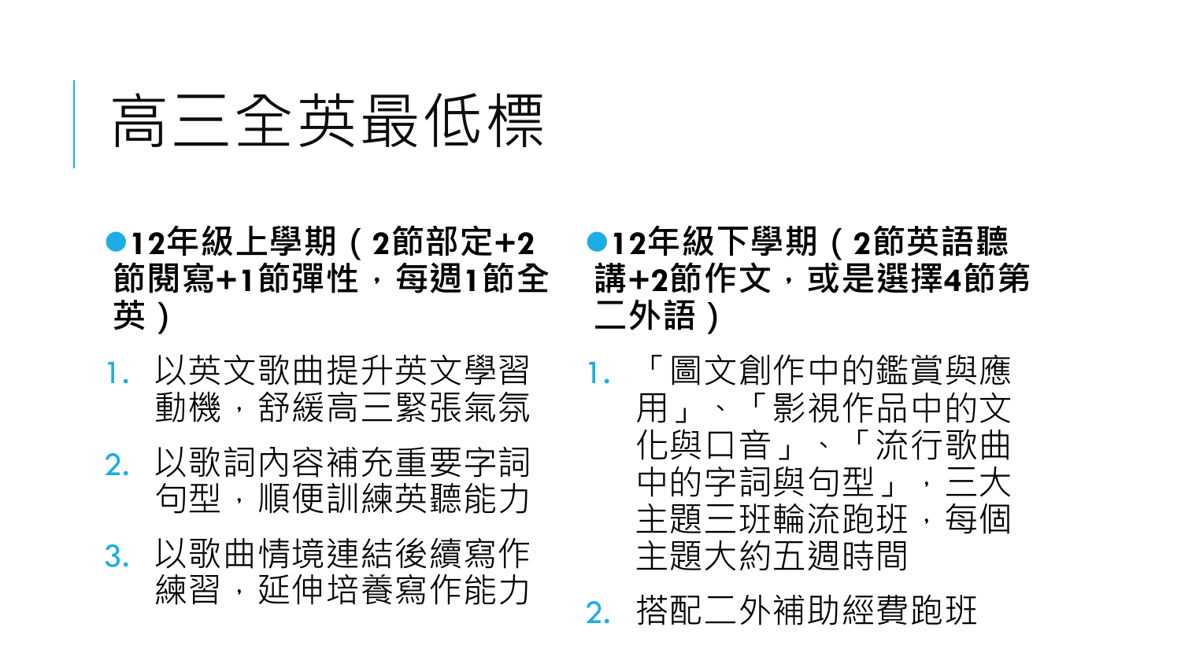# 高三全英最低標

- **12年級上學期（2節部定+2節閱寫+1節彈性，每週1節全英）**

1. 以英文歌曲提升英文學習動機，舒緩高三緊張氣氛
2. 以歌詞內容補充重要字詞句型，順便訓練英聽能力
3. 以歌曲情境連結後續寫作練習，延伸培養寫作能力

- **12年級下學期（2節英語聽講+2節作文，或是選擇4節第二外語）**

1. 「圖文創作中的鑑賞與應用」、「影視作品中的文化與口音」、「流行歌曲中的字詞與句型」，三大主題三班輪流跑班，每個主題大約五週時間
2. 搭配二外補助經費跑班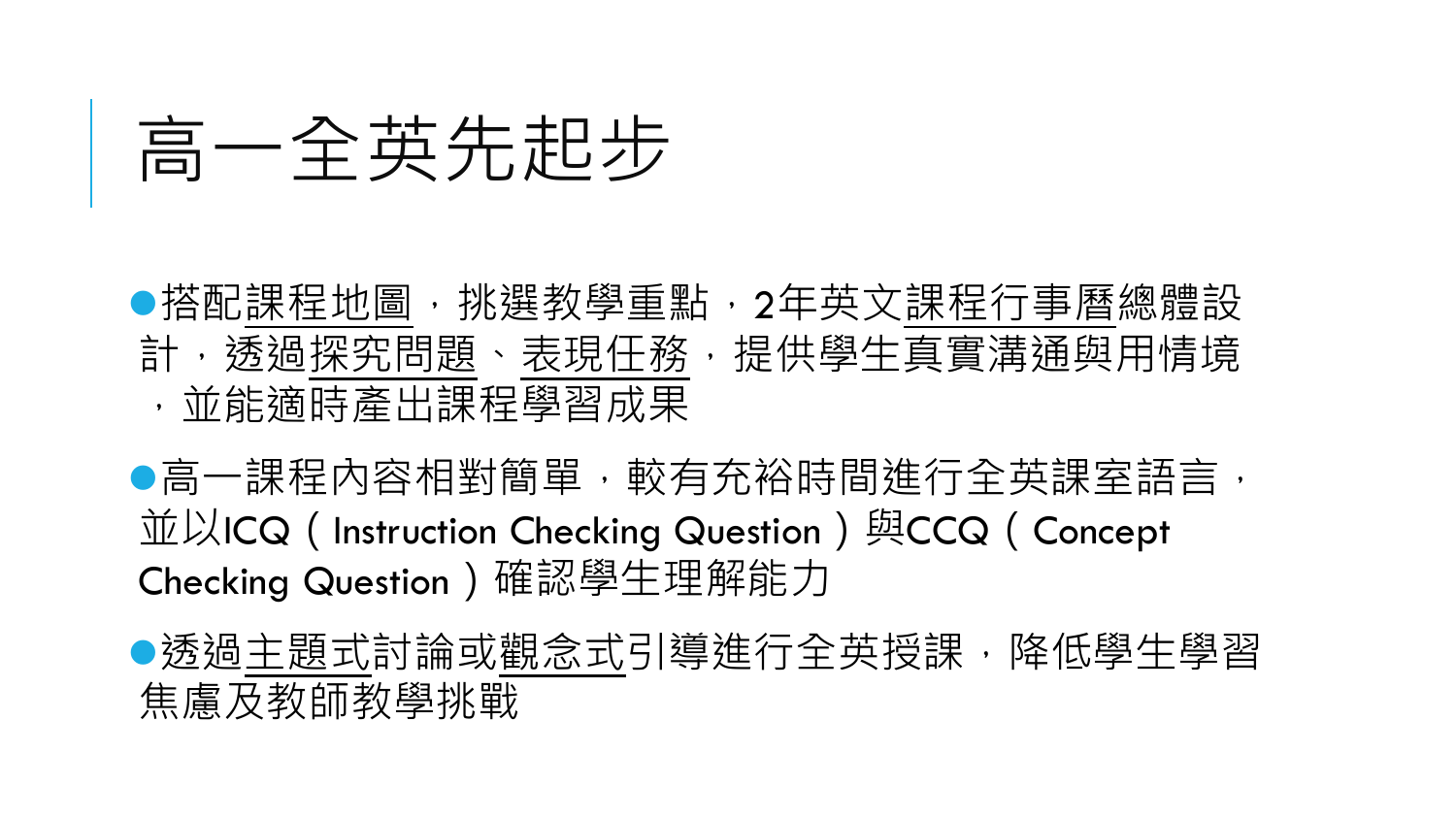# 高一全英先起步

- 搭配課程地圖，挑選教學重點，2年英文課程行事曆總體設計，透過探究問題、表現任務，提供學生真實溝通與用情境，並能適時產出課程學習成果
- 高一課程內容相對簡單，較有充裕時間進行全英課室語言，並以ICQ（Instruction Checking Question）與CCQ（Concept Checking Question）確認學生理解能力
- 透過主題式討論或觀念式引導進行全英授課，降低學生學習焦慮及教師教學挑戰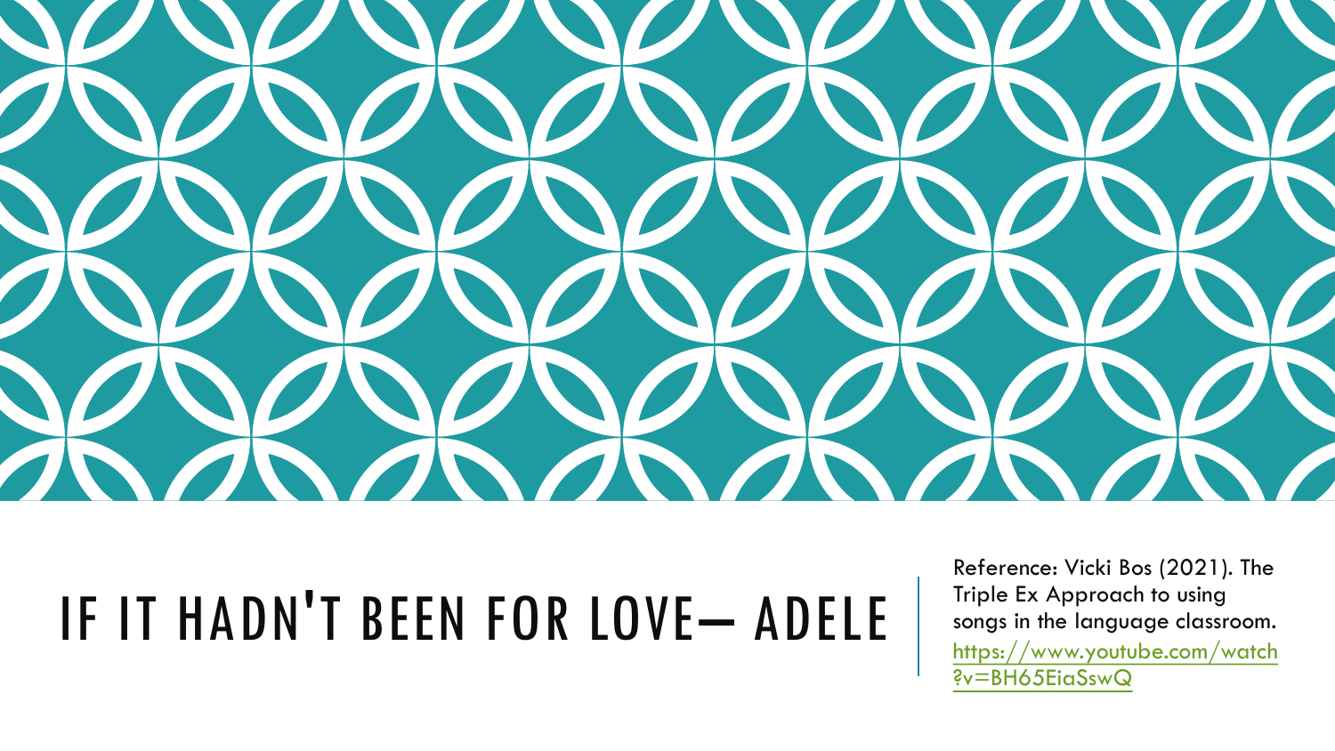# IF IT HADN'T BEEN FOR LOVE– ADELE

Reference: Vicki Bos (2021). The Triple Ex Approach to using songs in the language classroom. https://www.youtube.com/watch?v=BH65EiaSswQ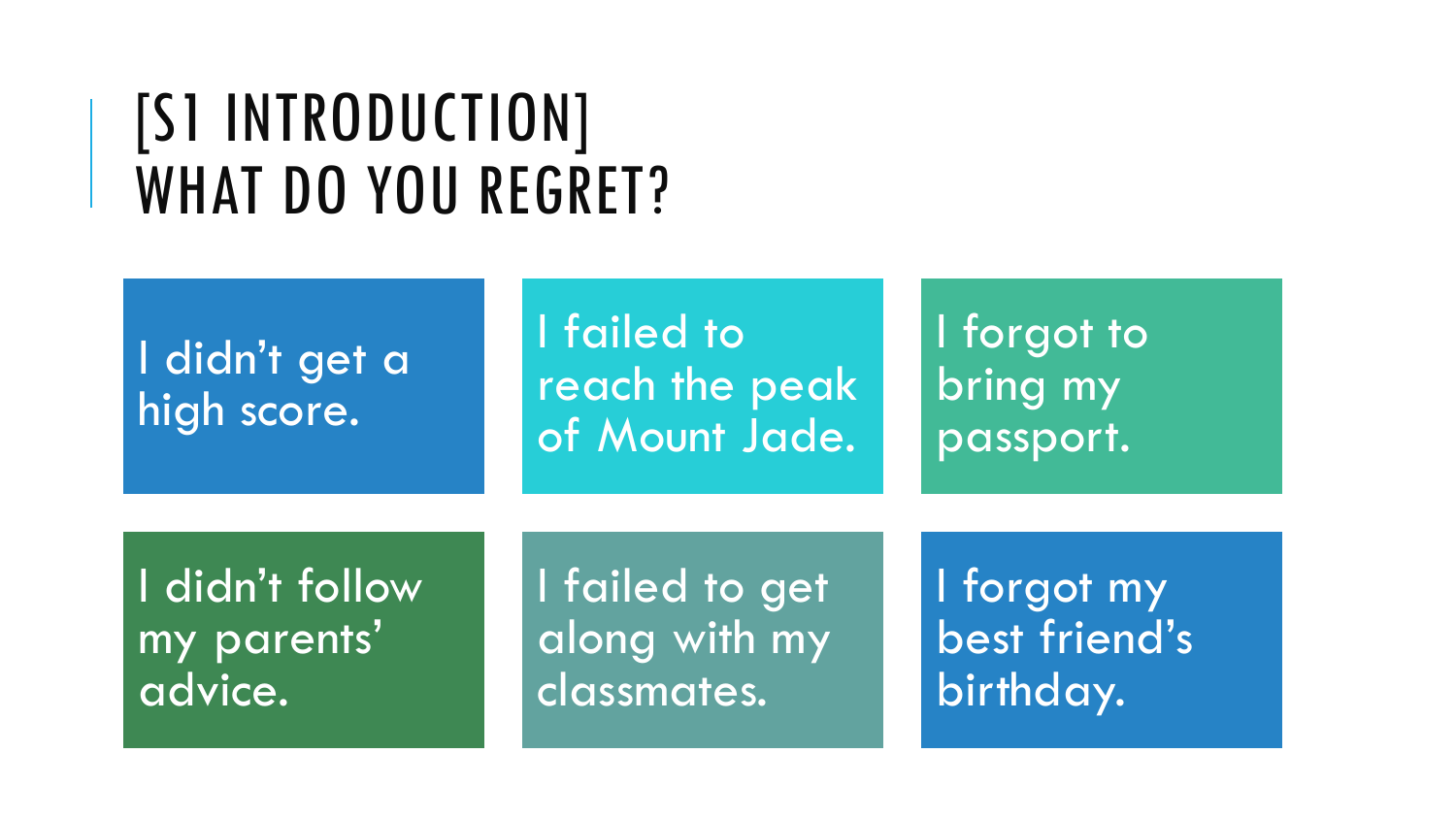# [S1 INTRODUCTION] WHAT DO YOU REGRET?

- I didn't get a high score.
- I failed to reach the peak of Mount Jade.
- I forgot to bring my passport.
- I didn't follow my parents' advice.
- I failed to get along with my classmates.
- I forgot my best friend's birthday.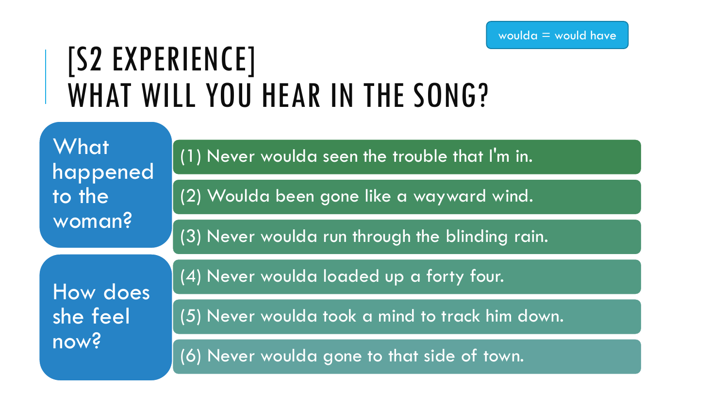woulda = would have

# [S2 EXPERIENCE] WHAT WILL YOU HEAR IN THE SONG?

**What happened to the woman?**

**How does she feel now?**

(1) Never woulda seen the trouble that I'm in.

(2) Woulda been gone like a wayward wind.

(3) Never woulda run through the blinding rain.

(4) Never woulda loaded up a forty four.

(5) Never woulda took a mind to track him down.

(6) Never woulda gone to that side of town.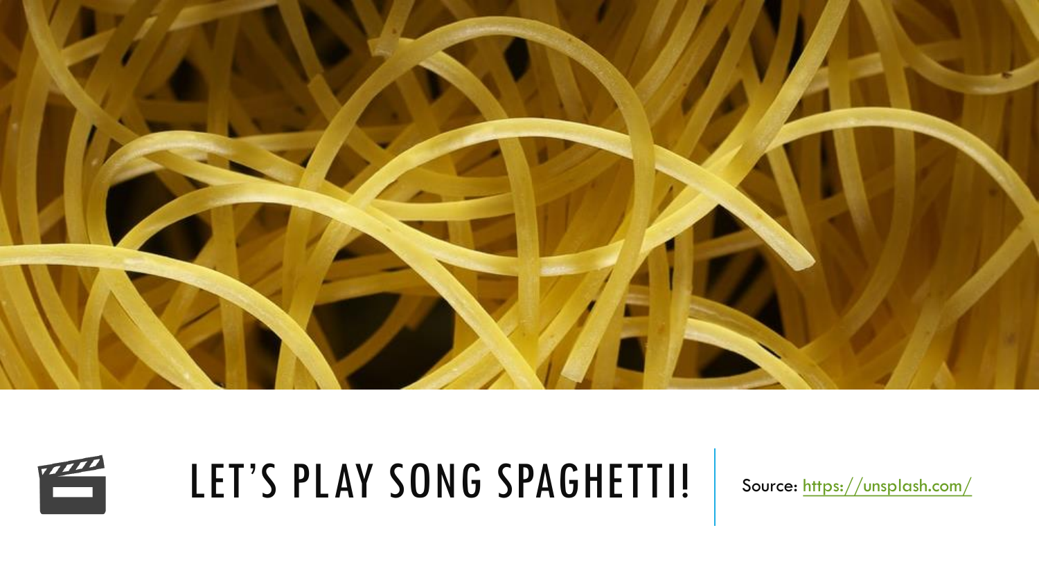# LET'S PLAY SONG SPAGHETTI!

Source: https://unsplash.com/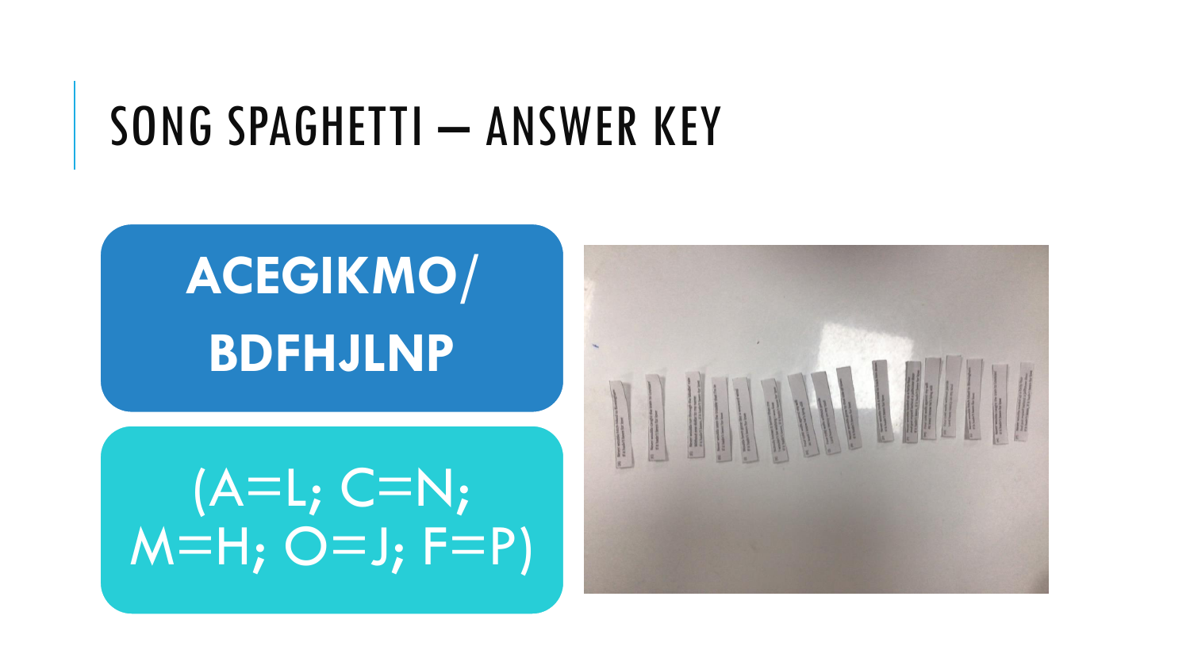# SONG SPAGHETTI – ANSWER KEY

**ACEGIKMO/ BDFHJLNP**

(A=L; C=N; M=H; O=J; F=P)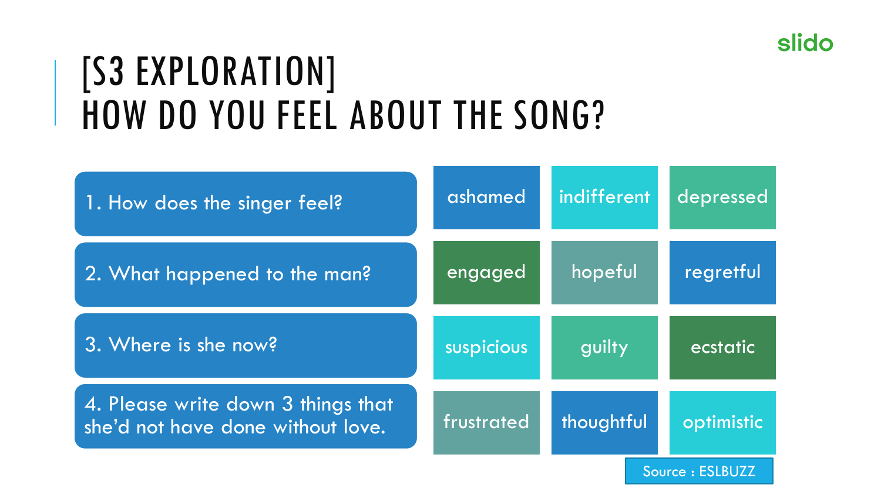# [S3 EXPLORATION] HOW DO YOU FEEL ABOUT THE SONG?

slido

1. How does the singer feel?
2. What happened to the man?
3. Where is she now?
4. Please write down 3 things that she'd not have done without love.

| ashamed | indifferent | depressed |
|---|---|---|
| engaged | hopeful | regretful |
| suspicious | guilty | ecstatic |
| frustrated | thoughtful | optimistic |

Source : ESLBUZZ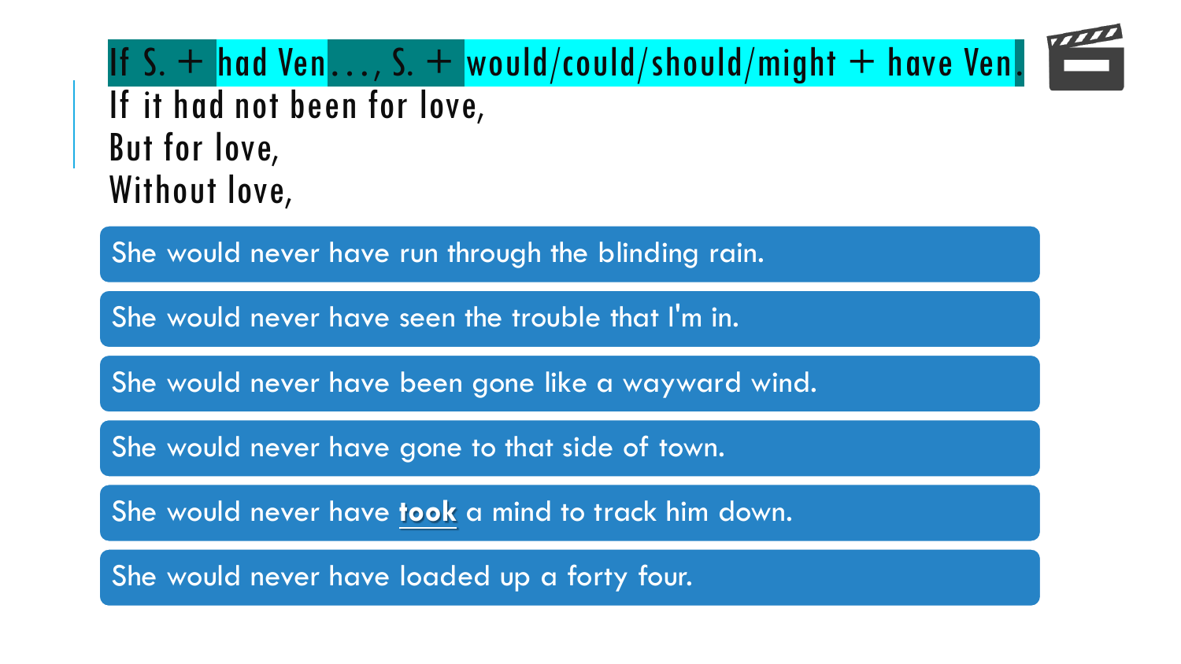If S. + had Ven..., S. + would/could/should/might + have Ven.

If it had not been for love,
But for love,
Without love,

- She would never have run through the blinding rain.
- She would never have seen the trouble that I'm in.
- She would never have been gone like a wayward wind.
- She would never have gone to that side of town.
- She would never have **took** a mind to track him down.
- She would never have loaded up a forty four.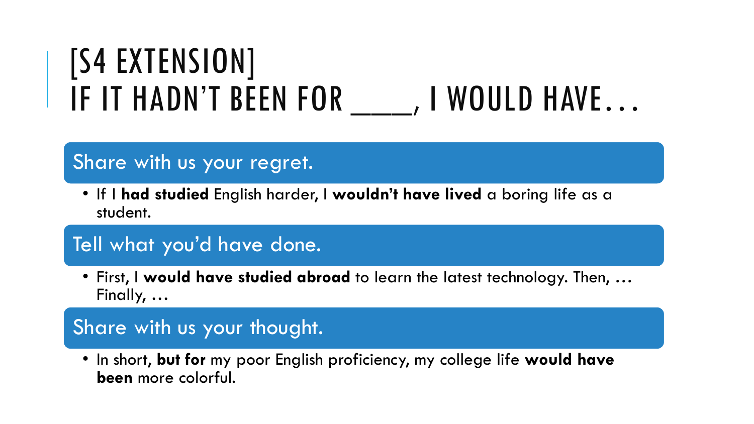# [S4 EXTENSION] IF IT HADN'T BEEN FOR ___, I WOULD HAVE…

## Share with us your regret.

- If I **had studied** English harder, I **wouldn't have lived** a boring life as a student.

## Tell what you'd have done.

- First, I **would have studied abroad** to learn the latest technology. Then, … Finally, …

## Share with us your thought.

- In short, **but for** my poor English proficiency, my college life **would have been** more colorful.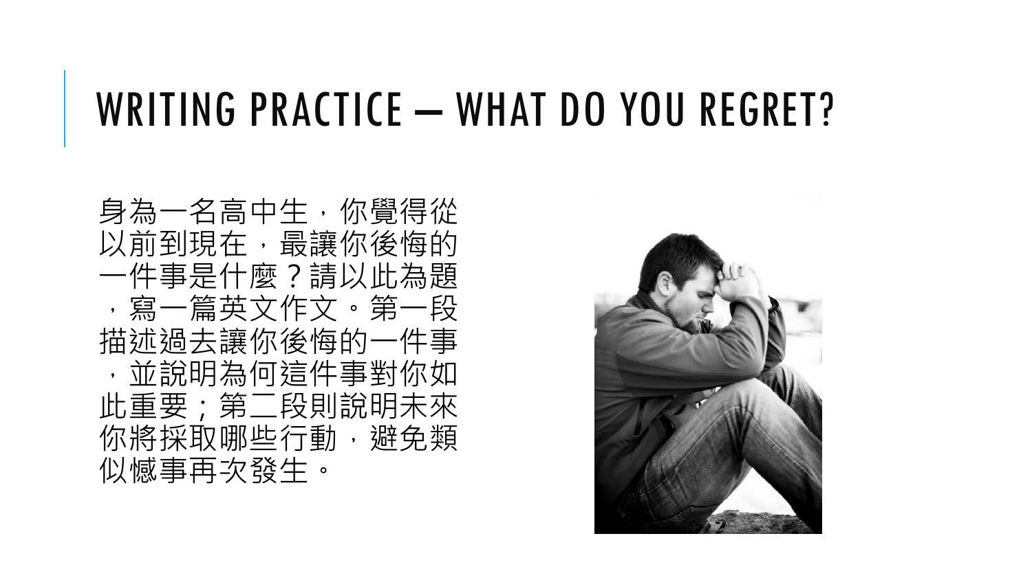# WRITING PRACTICE – WHAT DO YOU REGRET?

身為一名高中生，你覺得從以前到現在，最讓你後悔的一件事是什麼？請以此為題，寫一篇英文作文。第一段描述過去讓你後悔的一件事，並說明為何這件事對你如此重要；第二段則說明未來你將採取哪些行動，避免類似憾事再次發生。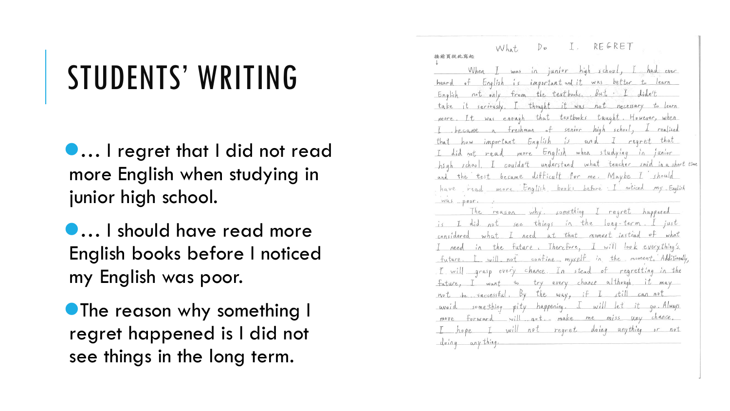# STUDENTS' WRITING

- … I regret that I did not read more English when studying in junior high school.
- … I should have read more English books before I noticed my English was poor.
- The reason why something I regret happened is I did not see things in the long term.

What Do I REGRET

接前頁從此寫起

When I was in junior high school, I had ever heard of English is important and it was better to learn English not only from the textbooks. But I didn't take it seriously. I thought it was not necessary to learn more. It was enough that textbooks taught. However, when I became a freshman of senior high school, I realized that how important English is and I regret that I did not read more English when studying in junior high school. I couldn't understand what teacher said in a short time and the test became difficult for me. Maybe I should have read more English books before I noticed my English was poor.

The reason why something I regret happened is I did not see things in the long-term. I just considered what I need at that moment instead of what I need in the future. Therefore, I will look everything's future. I will not confine myself in the moment. Additionally, I will grasp every chance. Instead of regretting in the future, I want to try every chance although it may not be successful. By the way, if I still can not avoid something pity happening, I will let it go. Always move forward will not make me miss any chance. I hope I will not regret doing anything or not doing anything.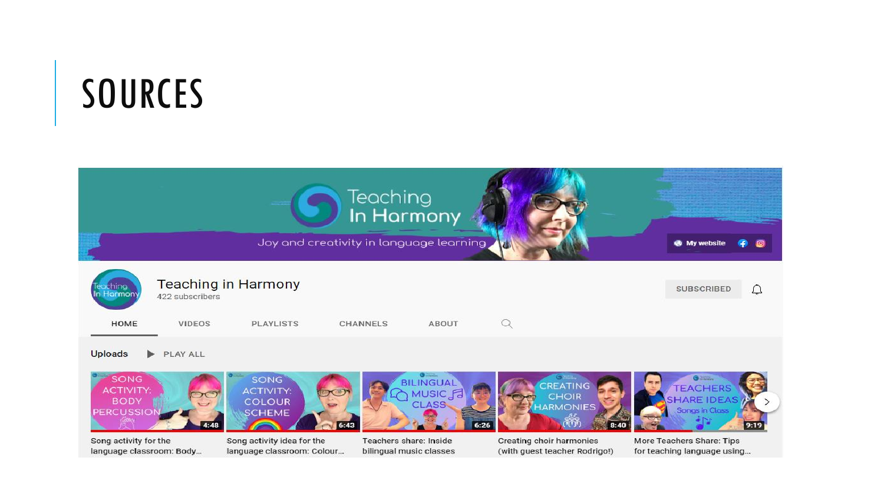# SOURCES

Teaching In Harmony

Joy and creativity in language learning

My website

Teaching in Harmony

422 subscribers

SUBSCRIBED

HOME VIDEOS PLAYLISTS CHANNELS ABOUT

Uploads PLAY ALL

Song activity for the language classroom: Body...

Song activity idea for the language classroom: Colour...

Teachers share: Inside bilingual music classes

Creating choir harmonies (with guest teacher Rodrigo!)

More Teachers Share: Tips for teaching language using...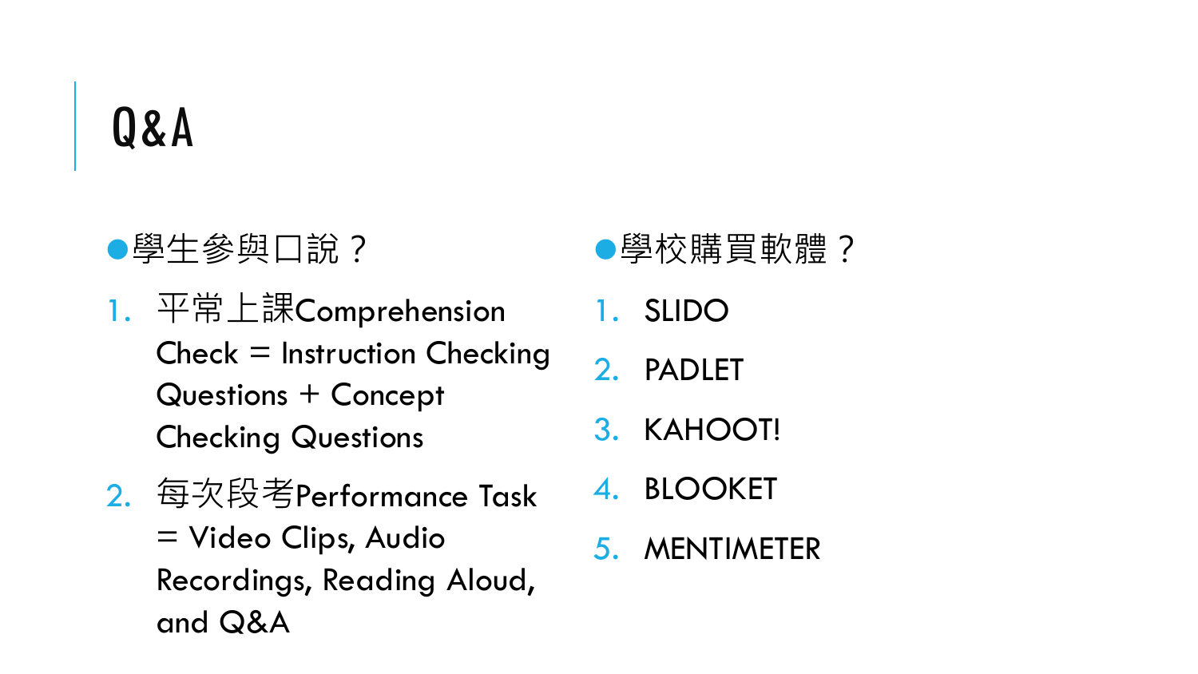# Q&A

- 學生參與口說？

1. 平常上課Comprehension Check = Instruction Checking Questions + Concept Checking Questions
2. 每次段考Performance Task = Video Clips, Audio Recordings, Reading Aloud, and Q&A

- 學校購買軟體？

1. SLIDO
2. PADLET
3. KAHOOT!
4. BLOOKET
5. MENTIMETER